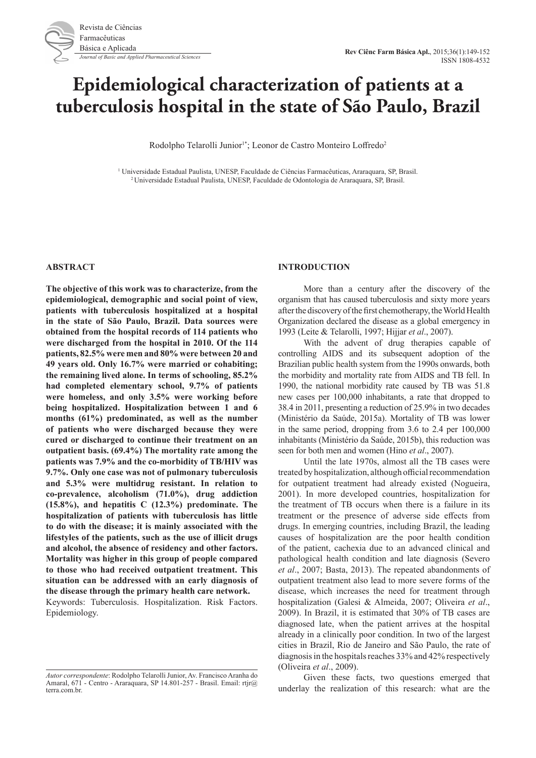# Epidemiological characterization of patients at a tuberculosis hospital in the state of São Paulo, Brazil

Rodolpho Telarolli Junior[1*]; Leonor de Castro Monteiro Loffredo[2]

[1] Universidade Estadual Paulista, UNESP, Faculdade de Ciências Farmacêuticas, Araraquara, SP, Brasil.
[2] Universidade Estadual Paulista, UNESP, Faculdade de Odontologia de Araraquara, SP, Brasil.

## ABSTRACT

**The objective of this work was to characterize, from the epidemiological, demographic and social point of view, patients with tuberculosis hospitalized at a hospital in the state of São Paulo, Brazil. Data sources were obtained from the hospital records of 114 patients who were discharged from the hospital in 2010. Of the 114 patients, 82.5% were men and 80% were between 20 and 49 years old. Only 16.7% were married or cohabiting; the remaining lived alone. In terms of schooling, 85.2% had completed elementary school, 9.7% of patients were homeless, and only 3.5% were working before being hospitalized. Hospitalization between 1 and 6 months (61%) predominated, as well as the number of patients who were discharged because they were cured or discharged to continue their treatment on an outpatient basis. (69.4%) The mortality rate among the patients was 7.9% and the co-morbidity of TB/HIV was 9.7%. Only one case was not of pulmonary tuberculosis and 5.3% were multidrug resistant. In relation to co-prevalence, alcoholism (71.0%), drug addiction (15.8%), and hepatitis C (12.3%) predominate. The hospitalization of patients with tuberculosis has little to do with the disease; it is mainly associated with the lifestyles of the patients, such as the use of illicit drugs and alcohol, the absence of residency and other factors. Mortality was higher in this group of people compared to those who had received outpatient treatment. This situation can be addressed with an early diagnosis of the disease through the primary health care network.**

Keywords: Tuberculosis. Hospitalization. Risk Factors. Epidemiology.

*Autor correspondente*: Rodolpho Telarolli Junior, Av. Francisco Aranha do Amaral, 671 - Centro - Araraquara, SP 14.801-257 - Brasil. Email: rtjr@terra.com.br.

## INTRODUCTION

More than a century after the discovery of the organism that has caused tuberculosis and sixty more years after the discovery of the first chemotherapy, the World Health Organization declared the disease as a global emergency in 1993 (Leite & Telarolli, 1997; Hijjar *et al*., 2007).

With the advent of drug therapies capable of controlling AIDS and its subsequent adoption of the Brazilian public health system from the 1990s onwards, both the morbidity and mortality rate from AIDS and TB fell. In 1990, the national morbidity rate caused by TB was 51.8 new cases per 100,000 inhabitants, a rate that dropped to 38.4 in 2011, presenting a reduction of 25.9% in two decades (Ministério da Saúde, 2015a). Mortality of TB was lower in the same period, dropping from 3.6 to 2.4 per 100,000 inhabitants (Ministério da Saúde, 2015b), this reduction was seen for both men and women (Hino *et al*., 2007).

Until the late 1970s, almost all the TB cases were treated by hospitalization, although official recommendation for outpatient treatment had already existed (Nogueira, 2001). In more developed countries, hospitalization for the treatment of TB occurs when there is a failure in its treatment or the presence of adverse side effects from drugs. In emerging countries, including Brazil, the leading causes of hospitalization are the poor health condition of the patient, cachexia due to an advanced clinical and pathological health condition and late diagnosis (Severo *et al*., 2007; Basta, 2013). The repeated abandonments of outpatient treatment also lead to more severe forms of the disease, which increases the need for treatment through hospitalization (Galesi & Almeida, 2007; Oliveira *et al*., 2009). In Brazil, it is estimated that 30% of TB cases are diagnosed late, when the patient arrives at the hospital already in a clinically poor condition. In two of the largest cities in Brazil, Rio de Janeiro and São Paulo, the rate of diagnosis in the hospitals reaches 33% and 42% respectively (Oliveira *et al*., 2009).

Given these facts, two questions emerged that underlay the realization of this research: what are the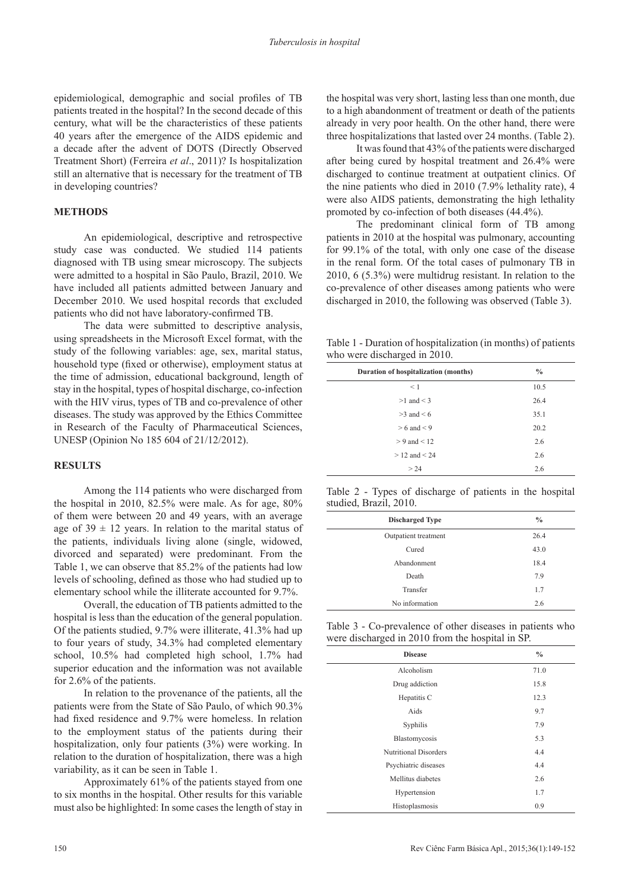epidemiological, demographic and social profiles of TB patients treated in the hospital? In the second decade of this century, what will be the characteristics of these patients 40 years after the emergence of the AIDS epidemic and a decade after the advent of DOTS (Directly Observed Treatment Short) (Ferreira *et al*., 2011)? Is hospitalization still an alternative that is necessary for the treatment of TB in developing countries?

## METHODS

An epidemiological, descriptive and retrospective study case was conducted. We studied 114 patients diagnosed with TB using smear microscopy. The subjects were admitted to a hospital in São Paulo, Brazil, 2010. We have included all patients admitted between January and December 2010. We used hospital records that excluded patients who did not have laboratory-confirmed TB.

The data were submitted to descriptive analysis, using spreadsheets in the Microsoft Excel format, with the study of the following variables: age, sex, marital status, household type (fixed or otherwise), employment status at the time of admission, educational background, length of stay in the hospital, types of hospital discharge, co-infection with the HIV virus, types of TB and co-prevalence of other diseases. The study was approved by the Ethics Committee in Research of the Faculty of Pharmaceutical Sciences, UNESP (Opinion No 185 604 of 21/12/2012).

## RESULTS

Among the 114 patients who were discharged from the hospital in 2010, 82.5% were male. As for age, 80% of them were between 20 and 49 years, with an average age of 39 ± 12 years. In relation to the marital status of the patients, individuals living alone (single, widowed, divorced and separated) were predominant. From the Table 1, we can observe that 85.2% of the patients had low levels of schooling, defined as those who had studied up to elementary school while the illiterate accounted for 9.7%.

Overall, the education of TB patients admitted to the hospital is less than the education of the general population. Of the patients studied, 9.7% were illiterate, 41.3% had up to four years of study, 34.3% had completed elementary school, 10.5% had completed high school, 1.7% had superior education and the information was not available for 2.6% of the patients.

In relation to the provenance of the patients, all the patients were from the State of São Paulo, of which 90.3% had fixed residence and 9.7% were homeless. In relation to the employment status of the patients during their hospitalization, only four patients (3%) were working. In relation to the duration of hospitalization, there was a high variability, as it can be seen in Table 1.

Approximately 61% of the patients stayed from one to six months in the hospital. Other results for this variable must also be highlighted: In some cases the length of stay in the hospital was very short, lasting less than one month, due to a high abandonment of treatment or death of the patients already in very poor health. On the other hand, there were three hospitalizations that lasted over 24 months. (Table 2).

It was found that 43% of the patients were discharged after being cured by hospital treatment and 26.4% were discharged to continue treatment at outpatient clinics. Of the nine patients who died in 2010 (7.9% lethality rate), 4 were also AIDS patients, demonstrating the high lethality promoted by co-infection of both diseases (44.4%).

The predominant clinical form of TB among patients in 2010 at the hospital was pulmonary, accounting for 99.1% of the total, with only one case of the disease in the renal form. Of the total cases of pulmonary TB in 2010, 6 (5.3%) were multidrug resistant. In relation to the co-prevalence of other diseases among patients who were discharged in 2010, the following was observed (Table 3).

Table 1 - Duration of hospitalization (in months) of patients who were discharged in 2010.

| Duration of hospitalization (months) | % |
|---|---|
| < 1 | 10.5 |
| >1 and < 3 | 26.4 |
| >3 and < 6 | 35.1 |
| > 6 and < 9 | 20.2 |
| > 9 and < 12 | 2.6 |
| > 12 and < 24 | 2.6 |
| > 24 | 2.6 |

Table 2 - Types of discharge of patients in the hospital studied, Brazil, 2010.

| Discharged Type | % |
|---|---|
| Outpatient treatment | 26.4 |
| Cured | 43.0 |
| Abandonment | 18.4 |
| Death | 7.9 |
| Transfer | 1.7 |
| No information | 2.6 |

Table 3 - Co-prevalence of other diseases in patients who were discharged in 2010 from the hospital in SP.

| Disease | % |
|---|---|
| Alcoholism | 71.0 |
| Drug addiction | 15.8 |
| Hepatitis C | 12.3 |
| Aids | 9.7 |
| Syphilis | 7.9 |
| Blastomycosis | 5.3 |
| Nutritional Disorders | 4.4 |
| Psychiatric diseases | 4.4 |
| Mellitus diabetes | 2.6 |
| Hypertension | 1.7 |
| Histoplasmosis | 0.9 |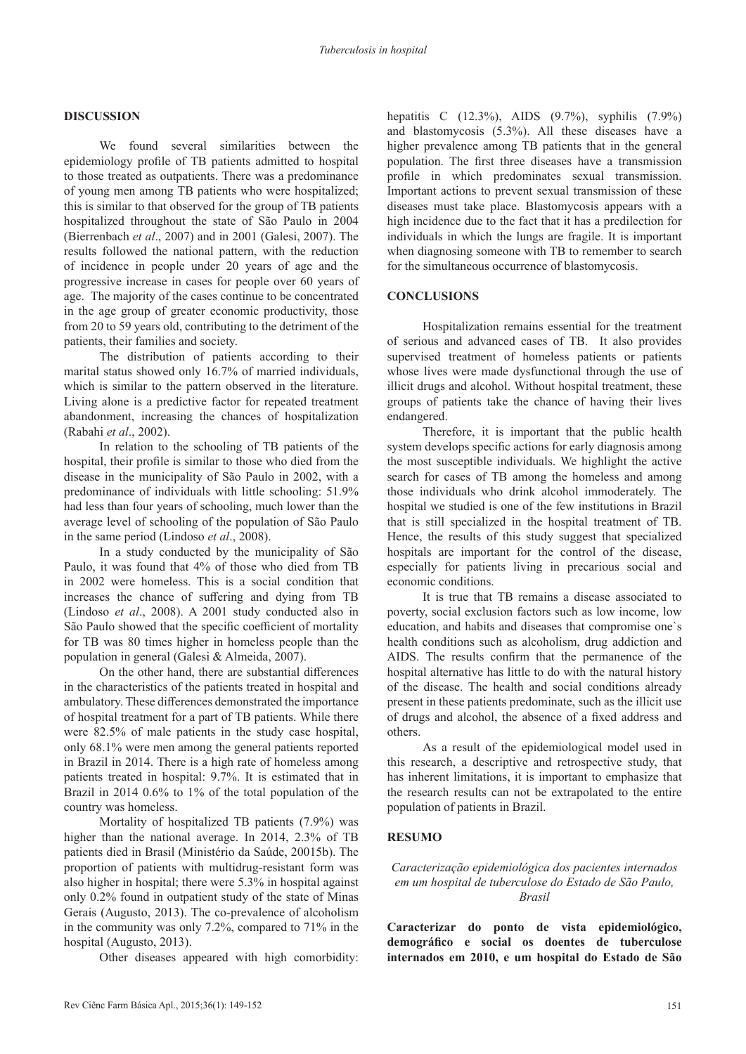## DISCUSSION

We found several similarities between the epidemiology profile of TB patients admitted to hospital to those treated as outpatients. There was a predominance of young men among TB patients who were hospitalized; this is similar to that observed for the group of TB patients hospitalized throughout the state of São Paulo in 2004 (Bierrenbach *et al*., 2007) and in 2001 (Galesi, 2007). The results followed the national pattern, with the reduction of incidence in people under 20 years of age and the progressive increase in cases for people over 60 years of age. The majority of the cases continue to be concentrated in the age group of greater economic productivity, those from 20 to 59 years old, contributing to the detriment of the patients, their families and society.

The distribution of patients according to their marital status showed only 16.7% of married individuals, which is similar to the pattern observed in the literature. Living alone is a predictive factor for repeated treatment abandonment, increasing the chances of hospitalization (Rabahi *et al*., 2002).

In relation to the schooling of TB patients of the hospital, their profile is similar to those who died from the disease in the municipality of São Paulo in 2002, with a predominance of individuals with little schooling: 51.9% had less than four years of schooling, much lower than the average level of schooling of the population of São Paulo in the same period (Lindoso *et al*., 2008).

In a study conducted by the municipality of São Paulo, it was found that 4% of those who died from TB in 2002 were homeless. This is a social condition that increases the chance of suffering and dying from TB (Lindoso *et al*., 2008). A 2001 study conducted also in São Paulo showed that the specific coefficient of mortality for TB was 80 times higher in homeless people than the population in general (Galesi & Almeida, 2007).

On the other hand, there are substantial differences in the characteristics of the patients treated in hospital and ambulatory. These differences demonstrated the importance of hospital treatment for a part of TB patients. While there were 82.5% of male patients in the study case hospital, only 68.1% were men among the general patients reported in Brazil in 2014. There is a high rate of homeless among patients treated in hospital: 9.7%. It is estimated that in Brazil in 2014 0.6% to 1% of the total population of the country was homeless.

Mortality of hospitalized TB patients (7.9%) was higher than the national average. In 2014, 2.3% of TB patients died in Brasil (Ministério da Saúde, 20015b). The proportion of patients with multidrug-resistant form was also higher in hospital; there were 5.3% in hospital against only 0.2% found in outpatient study of the state of Minas Gerais (Augusto, 2013). The co-prevalence of alcoholism in the community was only 7.2%, compared to 71% in the hospital (Augusto, 2013).

Other diseases appeared with high comorbidity: hepatitis C (12.3%), AIDS (9.7%), syphilis (7.9%) and blastomycosis (5.3%). All these diseases have a higher prevalence among TB patients that in the general population. The first three diseases have a transmission profile in which predominates sexual transmission. Important actions to prevent sexual transmission of these diseases must take place. Blastomycosis appears with a high incidence due to the fact that it has a predilection for individuals in which the lungs are fragile. It is important when diagnosing someone with TB to remember to search for the simultaneous occurrence of blastomycosis.

## CONCLUSIONS

Hospitalization remains essential for the treatment of serious and advanced cases of TB. It also provides supervised treatment of homeless patients or patients whose lives were made dysfunctional through the use of illicit drugs and alcohol. Without hospital treatment, these groups of patients take the chance of having their lives endangered.

Therefore, it is important that the public health system develops specific actions for early diagnosis among the most susceptible individuals. We highlight the active search for cases of TB among the homeless and among those individuals who drink alcohol immoderately. The hospital we studied is one of the few institutions in Brazil that is still specialized in the hospital treatment of TB. Hence, the results of this study suggest that specialized hospitals are important for the control of the disease, especially for patients living in precarious social and economic conditions.

It is true that TB remains a disease associated to poverty, social exclusion factors such as low income, low education, and habits and diseases that compromise one`s health conditions such as alcoholism, drug addiction and AIDS. The results confirm that the permanence of the hospital alternative has little to do with the natural history of the disease. The health and social conditions already present in these patients predominate, such as the illicit use of drugs and alcohol, the absence of a fixed address and others.

As a result of the epidemiological model used in this research, a descriptive and retrospective study, that has inherent limitations, it is important to emphasize that the research results can not be extrapolated to the entire population of patients in Brazil.

## RESUMO

*Caracterização epidemiológica dos pacientes internados em um hospital de tuberculose do Estado de São Paulo, Brasil*

**Caracterizar do ponto de vista epidemiológico, demográfico e social os doentes de tuberculose internados em 2010, e um hospital do Estado de São**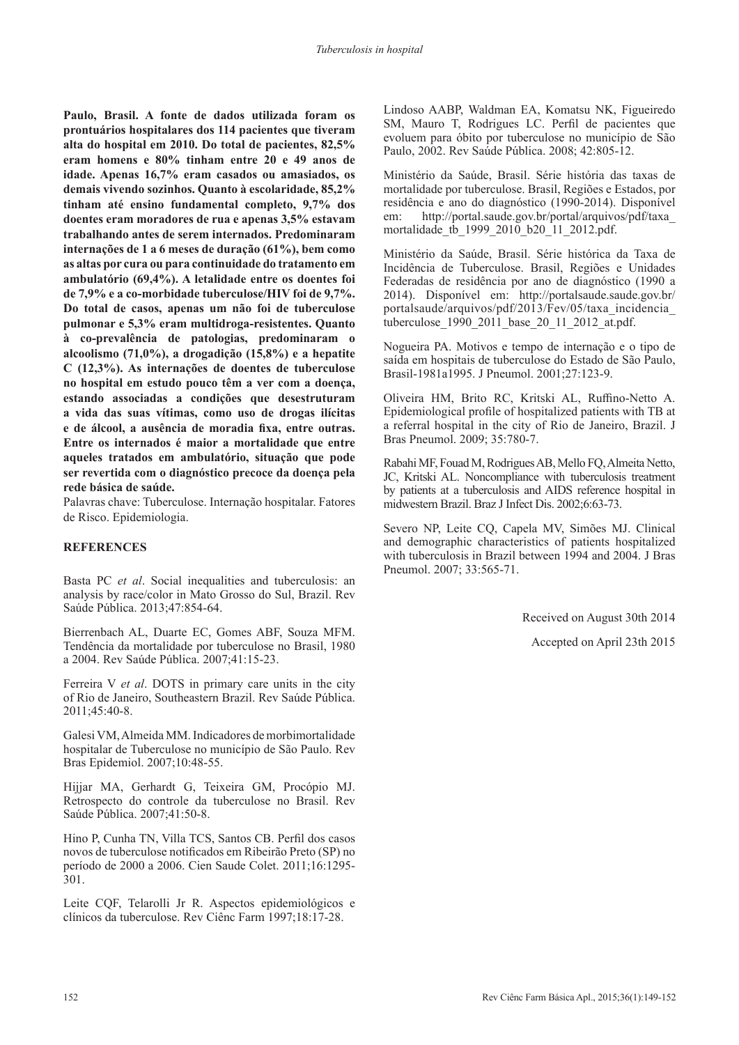**Paulo, Brasil. A fonte de dados utilizada foram os prontuários hospitalares dos 114 pacientes que tiveram alta do hospital em 2010. Do total de pacientes, 82,5% eram homens e 80% tinham entre 20 e 49 anos de idade. Apenas 16,7% eram casados ou amasiados, os demais vivendo sozinhos. Quanto à escolaridade, 85,2% tinham até ensino fundamental completo, 9,7% dos doentes eram moradores de rua e apenas 3,5% estavam trabalhando antes de serem internados. Predominaram internações de 1 a 6 meses de duração (61%), bem como as altas por cura ou para continuidade do tratamento em ambulatório (69,4%). A letalidade entre os doentes foi de 7,9% e a co-morbidade tuberculose/HIV foi de 9,7%. Do total de casos, apenas um não foi de tuberculose pulmonar e 5,3% eram multidroga-resistentes. Quanto à co-prevalência de patologias, predominaram o alcoolismo (71,0%), a drogadição (15,8%) e a hepatite C (12,3%). As internações de doentes de tuberculose no hospital em estudo pouco têm a ver com a doença, estando associadas a condições que desestruturam a vida das suas vítimas, como uso de drogas ilícitas e de álcool, a ausência de moradia fixa, entre outras. Entre os internados é maior a mortalidade que entre aqueles tratados em ambulatório, situação que pode ser revertida com o diagnóstico precoce da doença pela rede básica de saúde.**

Palavras chave: Tuberculose. Internação hospitalar. Fatores de Risco. Epidemiologia.

## REFERENCES

Basta PC *et al*. Social inequalities and tuberculosis: an analysis by race/color in Mato Grosso do Sul, Brazil. Rev Saúde Pública. 2013;47:854-64.

Bierrenbach AL, Duarte EC, Gomes ABF, Souza MFM. Tendência da mortalidade por tuberculose no Brasil, 1980 a 2004. Rev Saúde Pública. 2007;41:15-23.

Ferreira V *et al*. DOTS in primary care units in the city of Rio de Janeiro, Southeastern Brazil. Rev Saúde Pública. 2011;45:40-8.

Galesi VM, Almeida MM. Indicadores de morbimortalidade hospitalar de Tuberculose no município de São Paulo. Rev Bras Epidemiol. 2007;10:48-55.

Hijjar MA, Gerhardt G, Teixeira GM, Procópio MJ. Retrospecto do controle da tuberculose no Brasil. Rev Saúde Pública. 2007;41:50-8.

Hino P, Cunha TN, Villa TCS, Santos CB. Perfil dos casos novos de tuberculose notificados em Ribeirão Preto (SP) no período de 2000 a 2006. Cien Saude Colet. 2011;16:1295-301.

Leite CQF, Telarolli Jr R. Aspectos epidemiológicos e clínicos da tuberculose. Rev Ciênc Farm 1997;18:17-28.

Lindoso AABP, Waldman EA, Komatsu NK, Figueiredo SM, Mauro T, Rodrigues LC. Perfil de pacientes que evoluem para óbito por tuberculose no município de São Paulo, 2002. Rev Saúde Pública. 2008; 42:805-12.

Ministério da Saúde, Brasil. Série história das taxas de mortalidade por tuberculose. Brasil, Regiões e Estados, por residência e ano do diagnóstico (1990-2014). Disponível em: http://portal.saude.gov.br/portal/arquivos/pdf/taxa_mortalidade_tb_1999_2010_b20_11_2012.pdf.

Ministério da Saúde, Brasil. Série histórica da Taxa de Incidência de Tuberculose. Brasil, Regiões e Unidades Federadas de residência por ano de diagnóstico (1990 a 2014). Disponível em: http://portalsaude.saude.gov.br/portalsaude/arquivos/pdf/2013/Fev/05/taxa_incidencia_tuberculose_1990_2011_base_20_11_2012_at.pdf.

Nogueira PA. Motivos e tempo de internação e o tipo de saída em hospitais de tuberculose do Estado de São Paulo, Brasil-1981a1995. J Pneumol. 2001;27:123-9.

Oliveira HM, Brito RC, Kritski AL, Ruffino-Netto A. Epidemiological profile of hospitalized patients with TB at a referral hospital in the city of Rio de Janeiro, Brazil. J Bras Pneumol. 2009; 35:780-7.

Rabahi MF, Fouad M, Rodrigues AB, Mello FQ, Almeita Netto, JC, Kritski AL. Noncompliance with tuberculosis treatment by patients at a tuberculosis and AIDS reference hospital in midwestern Brazil. Braz J Infect Dis. 2002;6:63-73.

Severo NP, Leite CQ, Capela MV, Simões MJ. Clinical and demographic characteristics of patients hospitalized with tuberculosis in Brazil between 1994 and 2004. J Bras Pneumol. 2007; 33:565-71.

Received on August 30th 2014

Accepted on April 23th 2015